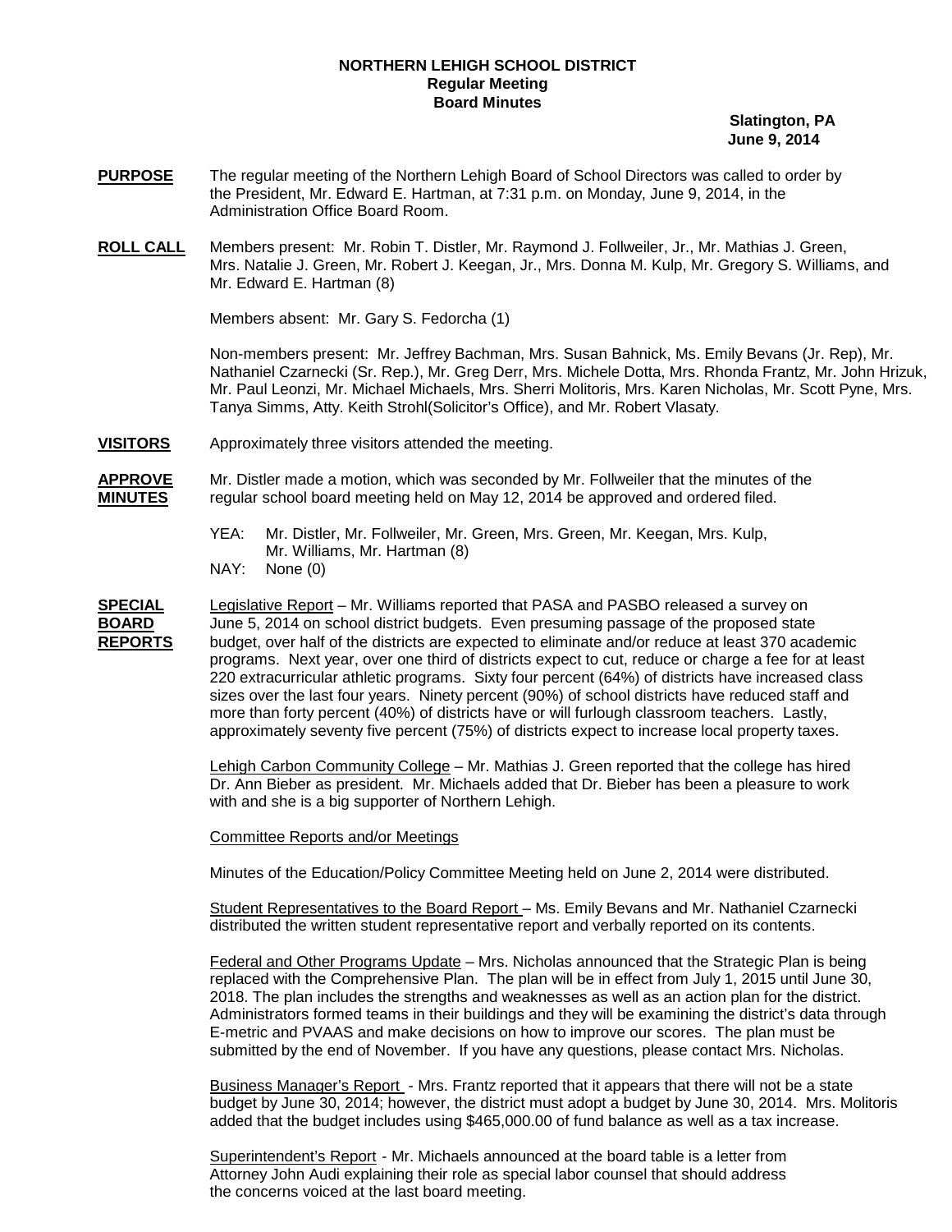**NORTHERN LEHIGH SCHOOL DISTRICT**
**Regular Meeting**
**Board Minutes**

**Slatington, PA**
**June 9, 2014**

**PURPOSE** The regular meeting of the Northern Lehigh Board of School Directors was called to order by the President, Mr. Edward E. Hartman, at 7:31 p.m. on Monday, June 9, 2014, in the Administration Office Board Room.

**ROLL CALL** Members present: Mr. Robin T. Distler, Mr. Raymond J. Follweiler, Jr., Mr. Mathias J. Green, Mrs. Natalie J. Green, Mr. Robert J. Keegan, Jr., Mrs. Donna M. Kulp, Mr. Gregory S. Williams, and Mr. Edward E. Hartman (8)

Members absent: Mr. Gary S. Fedorcha (1)

Non-members present: Mr. Jeffrey Bachman, Mrs. Susan Bahnick, Ms. Emily Bevans (Jr. Rep), Mr. Nathaniel Czarnecki (Sr. Rep.), Mr. Greg Derr, Mrs. Michele Dotta, Mrs. Rhonda Frantz, Mr. John Hrizuk, Mr. Paul Leonzi, Mr. Michael Michaels, Mrs. Sherri Molitoris, Mrs. Karen Nicholas, Mr. Scott Pyne, Mrs. Tanya Simms, Atty. Keith Strohl(Solicitor's Office), and Mr. Robert Vlasaty.

**VISITORS** Approximately three visitors attended the meeting.

**APPROVE MINUTES** Mr. Distler made a motion, which was seconded by Mr. Follweiler that the minutes of the regular school board meeting held on May 12, 2014 be approved and ordered filed.

YEA: Mr. Distler, Mr. Follweiler, Mr. Green, Mrs. Green, Mr. Keegan, Mrs. Kulp, Mr. Williams, Mr. Hartman (8)
NAY: None (0)

**SPECIAL BOARD REPORTS** Legislative Report – Mr. Williams reported that PASA and PASBO released a survey on June 5, 2014 on school district budgets. Even presuming passage of the proposed state budget, over half of the districts are expected to eliminate and/or reduce at least 370 academic programs. Next year, over one third of districts expect to cut, reduce or charge a fee for at least 220 extracurricular athletic programs. Sixty four percent (64%) of districts have increased class sizes over the last four years. Ninety percent (90%) of school districts have reduced staff and more than forty percent (40%) of districts have or will furlough classroom teachers. Lastly, approximately seventy five percent (75%) of districts expect to increase local property taxes.

Lehigh Carbon Community College – Mr. Mathias J. Green reported that the college has hired Dr. Ann Bieber as president. Mr. Michaels added that Dr. Bieber has been a pleasure to work with and she is a big supporter of Northern Lehigh.

Committee Reports and/or Meetings

Minutes of the Education/Policy Committee Meeting held on June 2, 2014 were distributed.

Student Representatives to the Board Report – Ms. Emily Bevans and Mr. Nathaniel Czarnecki distributed the written student representative report and verbally reported on its contents.

Federal and Other Programs Update – Mrs. Nicholas announced that the Strategic Plan is being replaced with the Comprehensive Plan. The plan will be in effect from July 1, 2015 until June 30, 2018. The plan includes the strengths and weaknesses as well as an action plan for the district. Administrators formed teams in their buildings and they will be examining the district's data through E-metric and PVAAS and make decisions on how to improve our scores. The plan must be submitted by the end of November. If you have any questions, please contact Mrs. Nicholas.

Business Manager's Report - Mrs. Frantz reported that it appears that there will not be a state budget by June 30, 2014; however, the district must adopt a budget by June 30, 2014. Mrs. Molitoris added that the budget includes using $465,000.00 of fund balance as well as a tax increase.

Superintendent's Report - Mr. Michaels announced at the board table is a letter from Attorney John Audi explaining their role as special labor counsel that should address the concerns voiced at the last board meeting.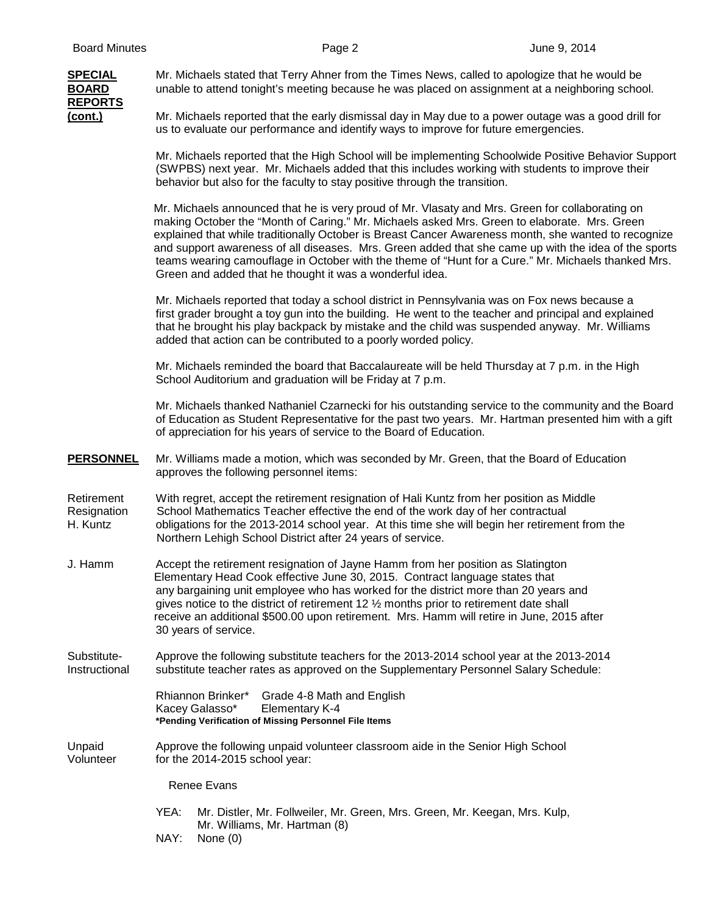**SPECIAL BOARD REPORTS (cont.)**

Mr. Michaels stated that Terry Ahner from the Times News, called to apologize that he would be unable to attend tonight's meeting because he was placed on assignment at a neighboring school.

Mr. Michaels reported that the early dismissal day in May due to a power outage was a good drill for us to evaluate our performance and identify ways to improve for future emergencies.

Mr. Michaels reported that the High School will be implementing Schoolwide Positive Behavior Support (SWPBS) next year. Mr. Michaels added that this includes working with students to improve their behavior but also for the faculty to stay positive through the transition.

Mr. Michaels announced that he is very proud of Mr. Vlasaty and Mrs. Green for collaborating on making October the "Month of Caring." Mr. Michaels asked Mrs. Green to elaborate. Mrs. Green explained that while traditionally October is Breast Cancer Awareness month, she wanted to recognize and support awareness of all diseases. Mrs. Green added that she came up with the idea of the sports teams wearing camouflage in October with the theme of "Hunt for a Cure." Mr. Michaels thanked Mrs. Green and added that he thought it was a wonderful idea.

Mr. Michaels reported that today a school district in Pennsylvania was on Fox news because a first grader brought a toy gun into the building. He went to the teacher and principal and explained that he brought his play backpack by mistake and the child was suspended anyway. Mr. Williams added that action can be contributed to a poorly worded policy.

Mr. Michaels reminded the board that Baccalaureate will be held Thursday at 7 p.m. in the High School Auditorium and graduation will be Friday at 7 p.m.

Mr. Michaels thanked Nathaniel Czarnecki for his outstanding service to the community and the Board of Education as Student Representative for the past two years. Mr. Hartman presented him with a gift of appreciation for his years of service to the Board of Education.

**PERSONNEL**

Mr. Williams made a motion, which was seconded by Mr. Green, that the Board of Education approves the following personnel items:

Retirement Resignation H. Kuntz

With regret, accept the retirement resignation of Hali Kuntz from her position as Middle School Mathematics Teacher effective the end of the work day of her contractual obligations for the 2013-2014 school year. At this time she will begin her retirement from the Northern Lehigh School District after 24 years of service.

J. Hamm

Accept the retirement resignation of Jayne Hamm from her position as Slatington Elementary Head Cook effective June 30, 2015. Contract language states that any bargaining unit employee who has worked for the district more than 20 years and gives notice to the district of retirement 12 ½ months prior to retirement date shall receive an additional $500.00 upon retirement. Mrs. Hamm will retire in June, 2015 after 30 years of service.

Substitute-Instructional

Approve the following substitute teachers for the 2013-2014 school year at the 2013-2014 substitute teacher rates as approved on the Supplementary Personnel Salary Schedule:

Rhiannon Brinker* Grade 4-8 Math and English
Kacey Galasso* Elementary K-4
**\*Pending Verification of Missing Personnel File Items**

Unpaid Volunteer

Approve the following unpaid volunteer classroom aide in the Senior High School for the 2014-2015 school year:

Renee Evans

YEA: Mr. Distler, Mr. Follweiler, Mr. Green, Mrs. Green, Mr. Keegan, Mrs. Kulp, Mr. Williams, Mr. Hartman (8)
NAY: None (0)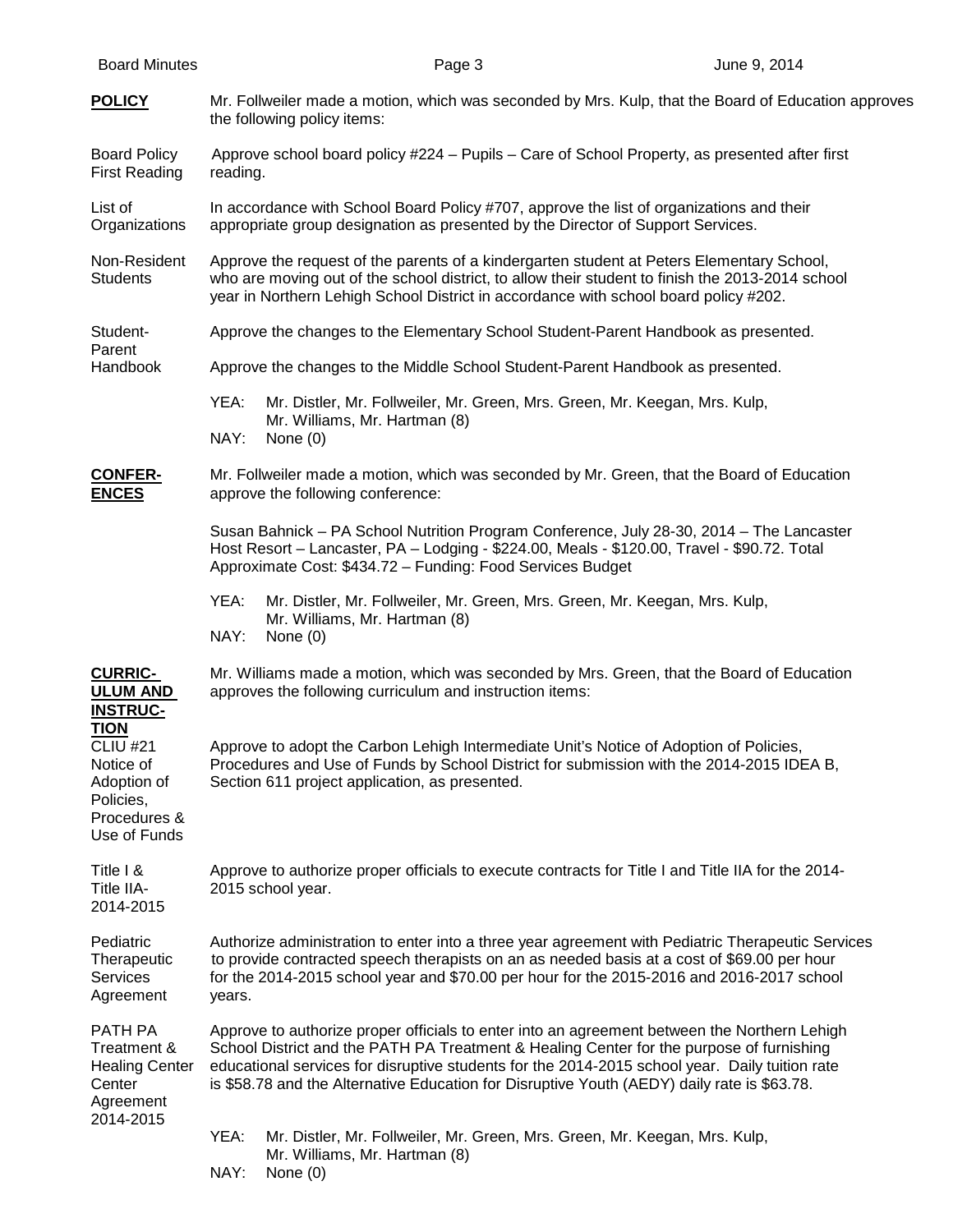**POLICY** Mr. Follweiler made a motion, which was seconded by Mrs. Kulp, that the Board of Education approves the following policy items:

Board Policy First Reading — Approve school board policy #224 – Pupils – Care of School Property, as presented after first reading.

List of Organizations — In accordance with School Board Policy #707, approve the list of organizations and their appropriate group designation as presented by the Director of Support Services.

Non-Resident Students — Approve the request of the parents of a kindergarten student at Peters Elementary School, who are moving out of the school district, to allow their student to finish the 2013-2014 school year in Northern Lehigh School District in accordance with school board policy #202.

Student-Parent Handbook — Approve the changes to the Elementary School Student-Parent Handbook as presented.

Approve the changes to the Middle School Student-Parent Handbook as presented.

YEA: Mr. Distler, Mr. Follweiler, Mr. Green, Mrs. Green, Mr. Keegan, Mrs. Kulp, Mr. Williams, Mr. Hartman (8)
NAY: None (0)

**CONFERENCES** Mr. Follweiler made a motion, which was seconded by Mr. Green, that the Board of Education approve the following conference:

Susan Bahnick – PA School Nutrition Program Conference, July 28-30, 2014 – The Lancaster Host Resort – Lancaster, PA – Lodging - $224.00, Meals - $120.00, Travel - $90.72. Total Approximate Cost: $434.72 – Funding: Food Services Budget

YEA: Mr. Distler, Mr. Follweiler, Mr. Green, Mrs. Green, Mr. Keegan, Mrs. Kulp, Mr. Williams, Mr. Hartman (8)
NAY: None (0)

**CURRICULUM AND INSTRUCTION** Mr. Williams made a motion, which was seconded by Mrs. Green, that the Board of Education approves the following curriculum and instruction items:

CLIU #21 Notice of Adoption of Policies, Procedures & Use of Funds — Approve to adopt the Carbon Lehigh Intermediate Unit's Notice of Adoption of Policies, Procedures and Use of Funds by School District for submission with the 2014-2015 IDEA B, Section 611 project application, as presented.

Title I & Title IIA-2014-2015 — Approve to authorize proper officials to execute contracts for Title I and Title IIA for the 2014-2015 school year.

Pediatric Therapeutic Services Agreement — Authorize administration to enter into a three year agreement with Pediatric Therapeutic Services to provide contracted speech therapists on an as needed basis at a cost of $69.00 per hour for the 2014-2015 school year and $70.00 per hour for the 2015-2016 and 2016-2017 school years.

PATH PA Treatment & Healing Center Center Agreement 2014-2015 — Approve to authorize proper officials to enter into an agreement between the Northern Lehigh School District and the PATH PA Treatment & Healing Center for the purpose of furnishing educational services for disruptive students for the 2014-2015 school year. Daily tuition rate is $58.78 and the Alternative Education for Disruptive Youth (AEDY) daily rate is $63.78.

YEA: Mr. Distler, Mr. Follweiler, Mr. Green, Mrs. Green, Mr. Keegan, Mrs. Kulp, Mr. Williams, Mr. Hartman (8)
NAY: None (0)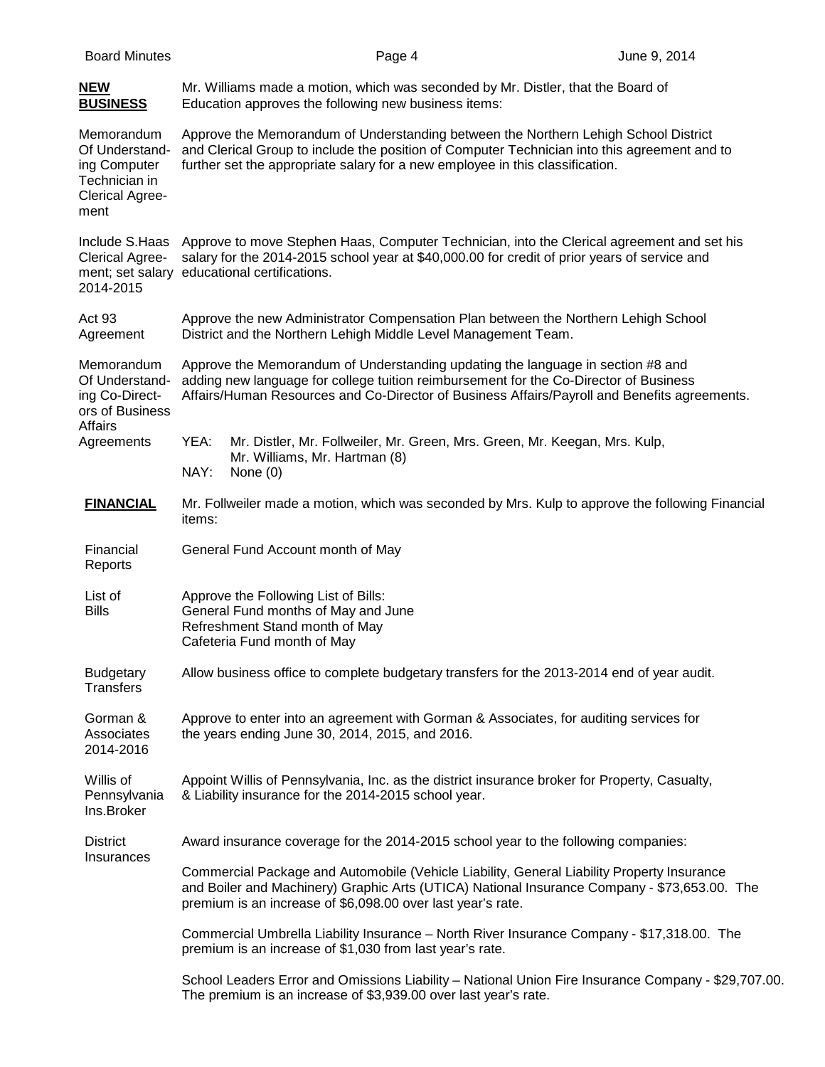**NEW BUSINESS**

Mr. Williams made a motion, which was seconded by Mr. Distler, that the Board of Education approves the following new business items:

**Memorandum Of Understanding Computer Technician in Clerical Agreement**

Approve the Memorandum of Understanding between the Northern Lehigh School District and Clerical Group to include the position of Computer Technician into this agreement and to further set the appropriate salary for a new employee in this classification.

**Include S.Haas Clerical Agreement; set salary 2014-2015**

Approve to move Stephen Haas, Computer Technician, into the Clerical agreement and set his salary for the 2014-2015 school year at $40,000.00 for credit of prior years of service and educational certifications.

**Act 93 Agreement**

Approve the new Administrator Compensation Plan between the Northern Lehigh School District and the Northern Lehigh Middle Level Management Team.

**Memorandum Of Understanding Co-Directors of Business Affairs Agreements**

Approve the Memorandum of Understanding updating the language in section #8 and adding new language for college tuition reimbursement for the Co-Director of Business Affairs/Human Resources and Co-Director of Business Affairs/Payroll and Benefits agreements.

YEA: Mr. Distler, Mr. Follweiler, Mr. Green, Mrs. Green, Mr. Keegan, Mrs. Kulp, Mr. Williams, Mr. Hartman (8)
NAY: None (0)

**FINANCIAL**

Mr. Follweiler made a motion, which was seconded by Mrs. Kulp to approve the following Financial items:

**Financial Reports**

General Fund Account month of May

**List of Bills**

Approve the Following List of Bills:
General Fund months of May and June
Refreshment Stand month of May
Cafeteria Fund month of May

**Budgetary Transfers**

Allow business office to complete budgetary transfers for the 2013-2014 end of year audit.

**Gorman & Associates 2014-2016**

Approve to enter into an agreement with Gorman & Associates, for auditing services for the years ending June 30, 2014, 2015, and 2016.

**Willis of Pennsylvania Ins.Broker**

Appoint Willis of Pennsylvania, Inc. as the district insurance broker for Property, Casualty, & Liability insurance for the 2014-2015 school year.

**District Insurances**

Award insurance coverage for the 2014-2015 school year to the following companies:

Commercial Package and Automobile (Vehicle Liability, General Liability Property Insurance and Boiler and Machinery) Graphic Arts (UTICA) National Insurance Company - $73,653.00. The premium is an increase of $6,098.00 over last year's rate.

Commercial Umbrella Liability Insurance – North River Insurance Company - $17,318.00. The premium is an increase of $1,030 from last year's rate.

School Leaders Error and Omissions Liability – National Union Fire Insurance Company - $29,707.00. The premium is an increase of $3,939.00 over last year's rate.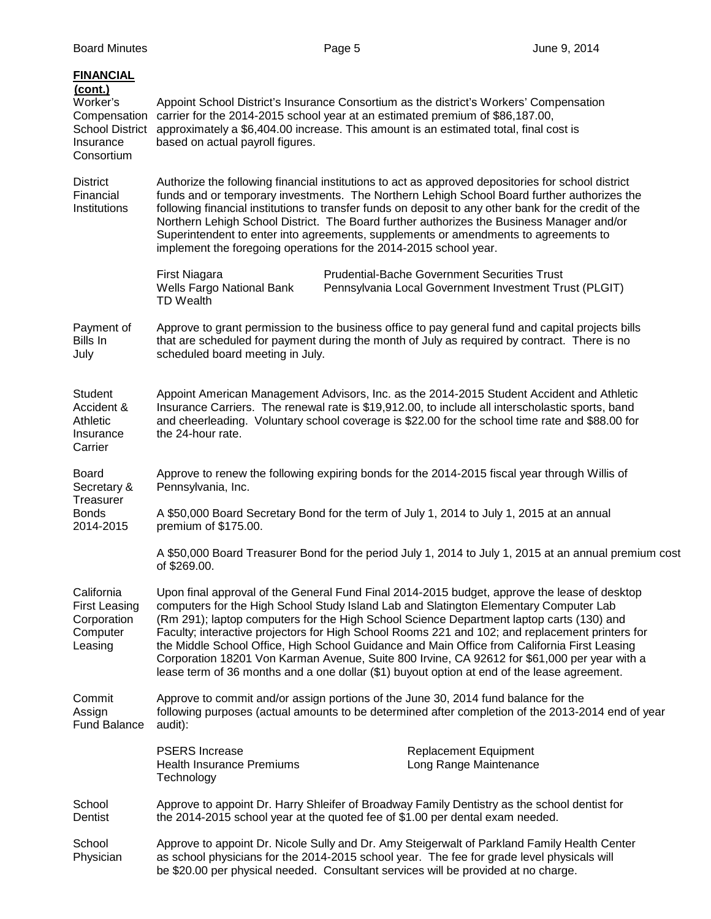**FINANCIAL (cont.)**

**Worker's Compensation School District Insurance Consortium**

Appoint School District's Insurance Consortium as the district's Workers' Compensation carrier for the 2014-2015 school year at an estimated premium of $86,187.00, approximately a $6,404.00 increase. This amount is an estimated total, final cost is based on actual payroll figures.

**District Financial Institutions**

Authorize the following financial institutions to act as approved depositories for school district funds and or temporary investments. The Northern Lehigh School Board further authorizes the following financial institutions to transfer funds on deposit to any other bank for the credit of the Northern Lehigh School District. The Board further authorizes the Business Manager and/or Superintendent to enter into agreements, supplements or amendments to agreements to implement the foregoing operations for the 2014-2015 school year.

- First Niagara
- Wells Fargo National Bank
- TD Wealth
- Prudential-Bache Government Securities Trust
- Pennsylvania Local Government Investment Trust (PLGIT)

**Payment of Bills In July**

Approve to grant permission to the business office to pay general fund and capital projects bills that are scheduled for payment during the month of July as required by contract. There is no scheduled board meeting in July.

**Student Accident & Athletic Insurance Carrier**

Appoint American Management Advisors, Inc. as the 2014-2015 Student Accident and Athletic Insurance Carriers. The renewal rate is $19,912.00, to include all interscholastic sports, band and cheerleading. Voluntary school coverage is $22.00 for the school time rate and $88.00 for the 24-hour rate.

**Board Secretary & Treasurer Bonds 2014-2015**

Approve to renew the following expiring bonds for the 2014-2015 fiscal year through Willis of Pennsylvania, Inc.

A $50,000 Board Secretary Bond for the term of July 1, 2014 to July 1, 2015 at an annual premium of $175.00.

A $50,000 Board Treasurer Bond for the period July 1, 2014 to July 1, 2015 at an annual premium cost of $269.00.

**California First Leasing Corporation Computer Leasing**

Upon final approval of the General Fund Final 2014-2015 budget, approve the lease of desktop computers for the High School Study Island Lab and Slatington Elementary Computer Lab (Rm 291); laptop computers for the High School Science Department laptop carts (130) and Faculty; interactive projectors for High School Rooms 221 and 102; and replacement printers for the Middle School Office, High School Guidance and Main Office from California First Leasing Corporation 18201 Von Karman Avenue, Suite 800 Irvine, CA 92612 for $61,000 per year with a lease term of 36 months and a one dollar ($1) buyout option at end of the lease agreement.

**Commit Assign Fund Balance**

Approve to commit and/or assign portions of the June 30, 2014 fund balance for the following purposes (actual amounts to be determined after completion of the 2013-2014 end of year audit):

- PSERS Increase
- Health Insurance Premiums
- Technology
- Replacement Equipment
- Long Range Maintenance

**School Dentist**

Approve to appoint Dr. Harry Shleifer of Broadway Family Dentistry as the school dentist for the 2014-2015 school year at the quoted fee of $1.00 per dental exam needed.

**School Physician**

Approve to appoint Dr. Nicole Sully and Dr. Amy Steigerwalt of Parkland Family Health Center as school physicians for the 2014-2015 school year. The fee for grade level physicals will be $20.00 per physical needed. Consultant services will be provided at no charge.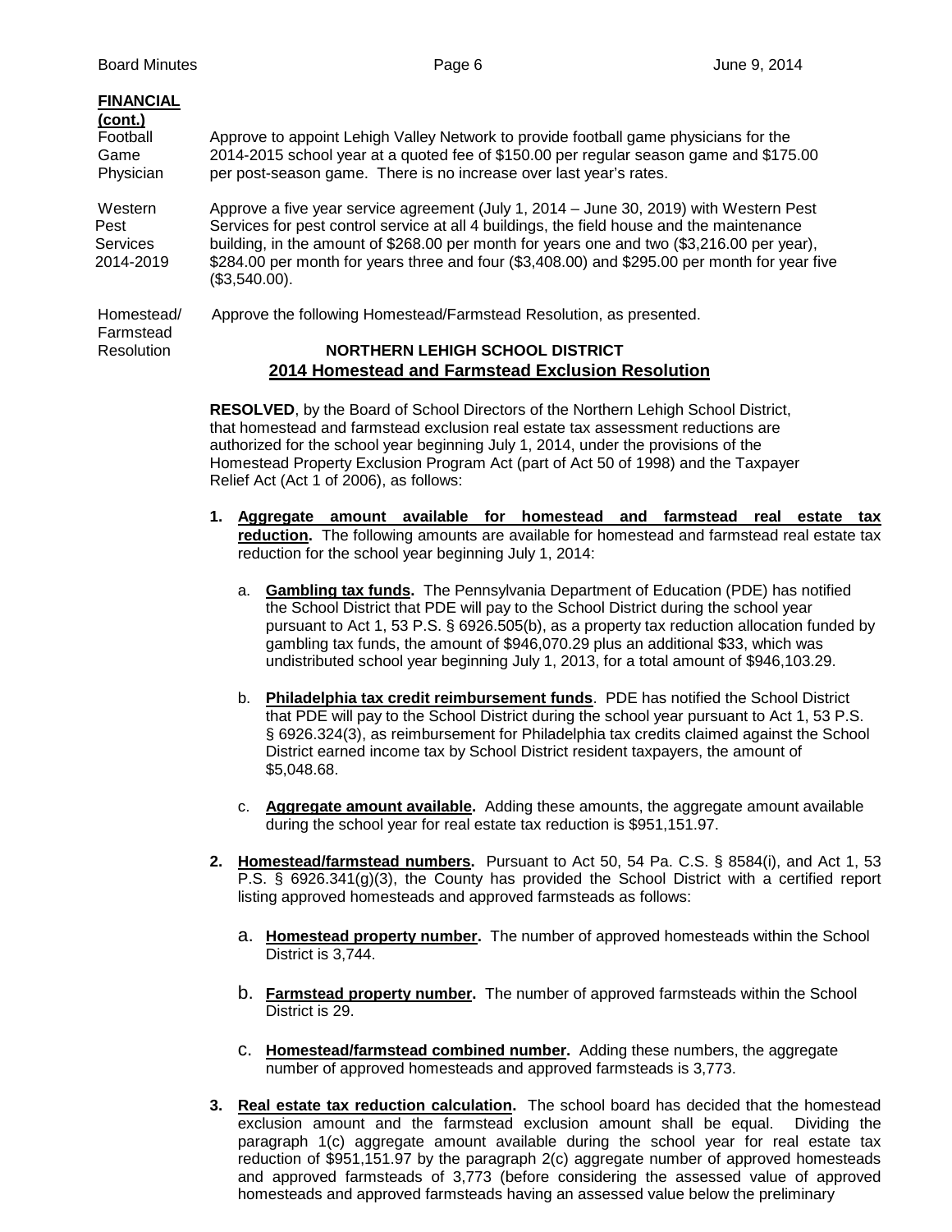**FINANCIAL (cont.)**

**Football Game Physician**

Approve to appoint Lehigh Valley Network to provide football game physicians for the 2014-2015 school year at a quoted fee of $150.00 per regular season game and $175.00 per post-season game. There is no increase over last year's rates.

**Western Pest Services 2014-2019**

Approve a five year service agreement (July 1, 2014 – June 30, 2019) with Western Pest Services for pest control service at all 4 buildings, the field house and the maintenance building, in the amount of $268.00 per month for years one and two ($3,216.00 per year), $284.00 per month for years three and four ($3,408.00) and $295.00 per month for year five ($3,540.00).

**Homestead/ Farmstead Resolution**

Approve the following Homestead/Farmstead Resolution, as presented.

**NORTHERN LEHIGH SCHOOL DISTRICT**

**2014 Homestead and Farmstead Exclusion Resolution**

**RESOLVED**, by the Board of School Directors of the Northern Lehigh School District, that homestead and farmstead exclusion real estate tax assessment reductions are authorized for the school year beginning July 1, 2014, under the provisions of the Homestead Property Exclusion Program Act (part of Act 50 of 1998) and the Taxpayer Relief Act (Act 1 of 2006), as follows:

1. **Aggregate amount available for homestead and farmstead real estate tax reduction.** The following amounts are available for homestead and farmstead real estate tax reduction for the school year beginning July 1, 2014:

   a. **Gambling tax funds.** The Pennsylvania Department of Education (PDE) has notified the School District that PDE will pay to the School District during the school year pursuant to Act 1, 53 P.S. § 6926.505(b), as a property tax reduction allocation funded by gambling tax funds, the amount of $946,070.29 plus an additional $33, which was undistributed school year beginning July 1, 2013, for a total amount of $946,103.29.

   b. **Philadelphia tax credit reimbursement funds**. PDE has notified the School District that PDE will pay to the School District during the school year pursuant to Act 1, 53 P.S. § 6926.324(3), as reimbursement for Philadelphia tax credits claimed against the School District earned income tax by School District resident taxpayers, the amount of $5,048.68.

   c. **Aggregate amount available.** Adding these amounts, the aggregate amount available during the school year for real estate tax reduction is $951,151.97.

2. **Homestead/farmstead numbers.** Pursuant to Act 50, 54 Pa. C.S. § 8584(i), and Act 1, 53 P.S. § 6926.341(g)(3), the County has provided the School District with a certified report listing approved homesteads and approved farmsteads as follows:

   a. **Homestead property number.** The number of approved homesteads within the School District is 3,744.

   b. **Farmstead property number.** The number of approved farmsteads within the School District is 29.

   c. **Homestead/farmstead combined number.** Adding these numbers, the aggregate number of approved homesteads and approved farmsteads is 3,773.

3. **Real estate tax reduction calculation.** The school board has decided that the homestead exclusion amount and the farmstead exclusion amount shall be equal. Dividing the paragraph 1(c) aggregate amount available during the school year for real estate tax reduction of $951,151.97 by the paragraph 2(c) aggregate number of approved homesteads and approved farmsteads of 3,773 (before considering the assessed value of approved homesteads and approved farmsteads having an assessed value below the preliminary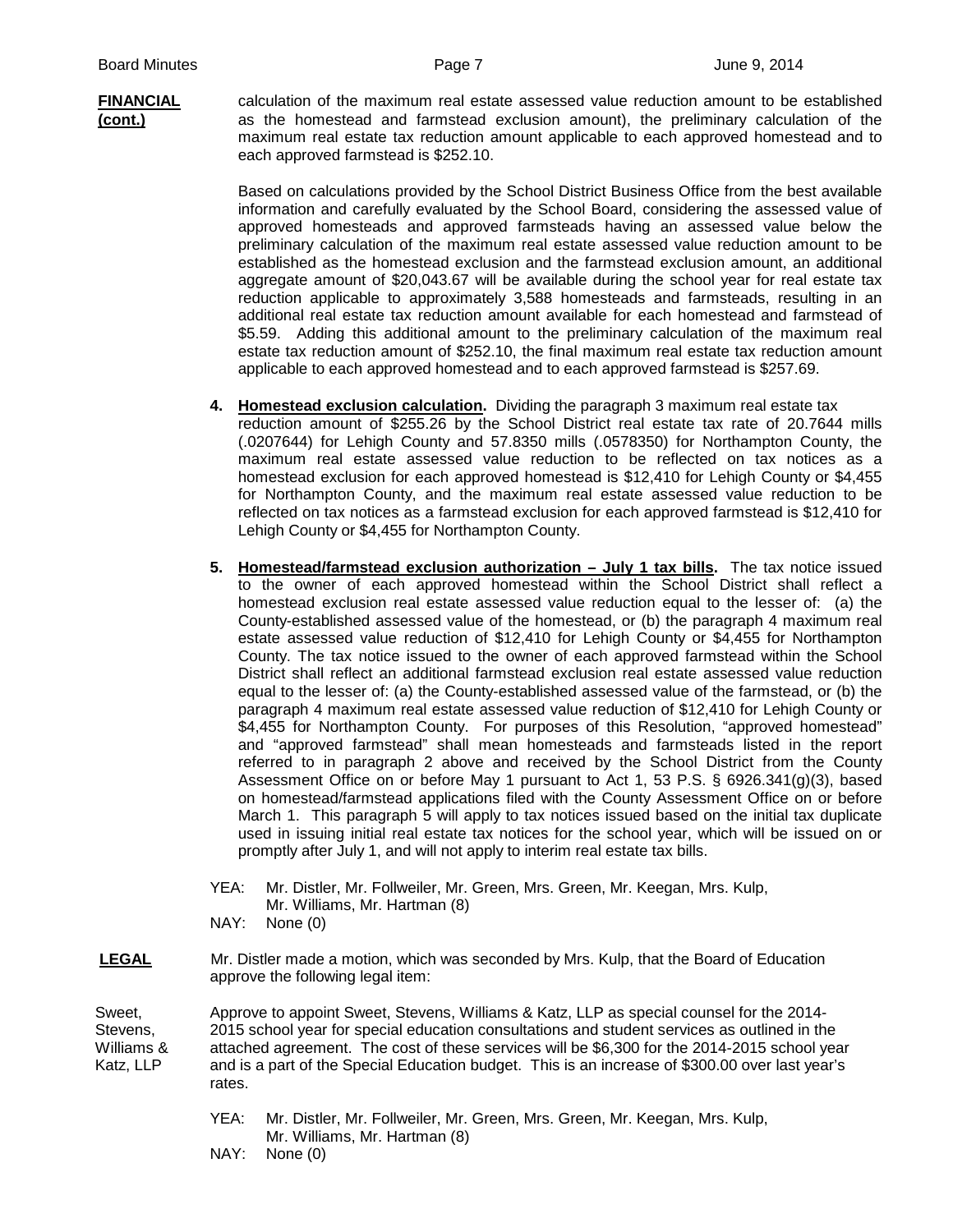**FINANCIAL (cont.)**

calculation of the maximum real estate assessed value reduction amount to be established as the homestead and farmstead exclusion amount), the preliminary calculation of the maximum real estate tax reduction amount applicable to each approved homestead and to each approved farmstead is $252.10.

Based on calculations provided by the School District Business Office from the best available information and carefully evaluated by the School Board, considering the assessed value of approved homesteads and approved farmsteads having an assessed value below the preliminary calculation of the maximum real estate assessed value reduction amount to be established as the homestead exclusion and the farmstead exclusion amount, an additional aggregate amount of $20,043.67 will be available during the school year for real estate tax reduction applicable to approximately 3,588 homesteads and farmsteads, resulting in an additional real estate tax reduction amount available for each homestead and farmstead of $5.59. Adding this additional amount to the preliminary calculation of the maximum real estate tax reduction amount of $252.10, the final maximum real estate tax reduction amount applicable to each approved homestead and to each approved farmstead is $257.69.

4. **Homestead exclusion calculation.** Dividing the paragraph 3 maximum real estate tax reduction amount of $255.26 by the School District real estate tax rate of 20.7644 mills (.0207644) for Lehigh County and 57.8350 mills (.0578350) for Northampton County, the maximum real estate assessed value reduction to be reflected on tax notices as a homestead exclusion for each approved homestead is $12,410 for Lehigh County or $4,455 for Northampton County, and the maximum real estate assessed value reduction to be reflected on tax notices as a farmstead exclusion for each approved farmstead is $12,410 for Lehigh County or $4,455 for Northampton County.

5. **Homestead/farmstead exclusion authorization – July 1 tax bills.** The tax notice issued to the owner of each approved homestead within the School District shall reflect a homestead exclusion real estate assessed value reduction equal to the lesser of: (a) the County-established assessed value of the homestead, or (b) the paragraph 4 maximum real estate assessed value reduction of $12,410 for Lehigh County or $4,455 for Northampton County. The tax notice issued to the owner of each approved farmstead within the School District shall reflect an additional farmstead exclusion real estate assessed value reduction equal to the lesser of: (a) the County-established assessed value of the farmstead, or (b) the paragraph 4 maximum real estate assessed value reduction of $12,410 for Lehigh County or $4,455 for Northampton County. For purposes of this Resolution, "approved homestead" and "approved farmstead" shall mean homesteads and farmsteads listed in the report referred to in paragraph 2 above and received by the School District from the County Assessment Office on or before May 1 pursuant to Act 1, 53 P.S. § 6926.341(g)(3), based on homestead/farmstead applications filed with the County Assessment Office on or before March 1. This paragraph 5 will apply to tax notices issued based on the initial tax duplicate used in issuing initial real estate tax notices for the school year, which will be issued on or promptly after July 1, and will not apply to interim real estate tax bills.

YEA: Mr. Distler, Mr. Follweiler, Mr. Green, Mrs. Green, Mr. Keegan, Mrs. Kulp, Mr. Williams, Mr. Hartman (8)
NAY: None (0)

**LEGAL**

Mr. Distler made a motion, which was seconded by Mrs. Kulp, that the Board of Education approve the following legal item:

Sweet, Stevens, Williams & Katz, LLP

Approve to appoint Sweet, Stevens, Williams & Katz, LLP as special counsel for the 2014-2015 school year for special education consultations and student services as outlined in the attached agreement. The cost of these services will be $6,300 for the 2014-2015 school year and is a part of the Special Education budget. This is an increase of $300.00 over last year's rates.

YEA: Mr. Distler, Mr. Follweiler, Mr. Green, Mrs. Green, Mr. Keegan, Mrs. Kulp, Mr. Williams, Mr. Hartman (8)
NAY: None (0)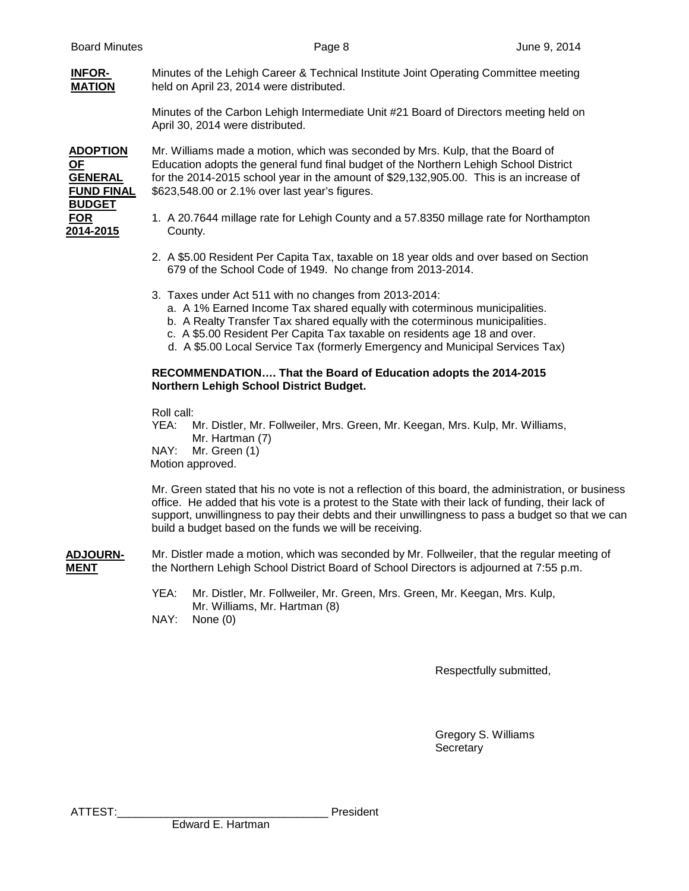**INFORMATION**

Minutes of the Lehigh Career & Technical Institute Joint Operating Committee meeting held on April 23, 2014 were distributed.

Minutes of the Carbon Lehigh Intermediate Unit #21 Board of Directors meeting held on April 30, 2014 were distributed.

**ADOPTION OF GENERAL FUND FINAL BUDGET FOR 2014-2015**

Mr. Williams made a motion, which was seconded by Mrs. Kulp, that the Board of Education adopts the general fund final budget of the Northern Lehigh School District for the 2014-2015 school year in the amount of $29,132,905.00. This is an increase of $623,548.00 or 2.1% over last year's figures.

1. A 20.7644 millage rate for Lehigh County and a 57.8350 millage rate for Northampton County.

2. A $5.00 Resident Per Capita Tax, taxable on 18 year olds and over based on Section 679 of the School Code of 1949. No change from 2013-2014.

3. Taxes under Act 511 with no changes from 2013-2014:
   a. A 1% Earned Income Tax shared equally with coterminous municipalities.
   b. A Realty Transfer Tax shared equally with the coterminous municipalities.
   c. A $5.00 Resident Per Capita Tax taxable on residents age 18 and over.
   d. A $5.00 Local Service Tax (formerly Emergency and Municipal Services Tax)

**RECOMMENDATION…. That the Board of Education adopts the 2014-2015 Northern Lehigh School District Budget.**

Roll call:
YEA: Mr. Distler, Mr. Follweiler, Mrs. Green, Mr. Keegan, Mrs. Kulp, Mr. Williams, Mr. Hartman (7)
NAY: Mr. Green (1)
Motion approved.

Mr. Green stated that his no vote is not a reflection of this board, the administration, or business office. He added that his vote is a protest to the State with their lack of funding, their lack of support, unwillingness to pay their debts and their unwillingness to pass a budget so that we can build a budget based on the funds we will be receiving.

**ADJOURNMENT**

Mr. Distler made a motion, which was seconded by Mr. Follweiler, that the regular meeting of the Northern Lehigh School District Board of School Directors is adjourned at 7:55 p.m.

YEA: Mr. Distler, Mr. Follweiler, Mr. Green, Mrs. Green, Mr. Keegan, Mrs. Kulp, Mr. Williams, Mr. Hartman (8)
NAY: None (0)

Respectfully submitted,

Gregory S. Williams
Secretary

ATTEST:_________________________________ President
Edward E. Hartman